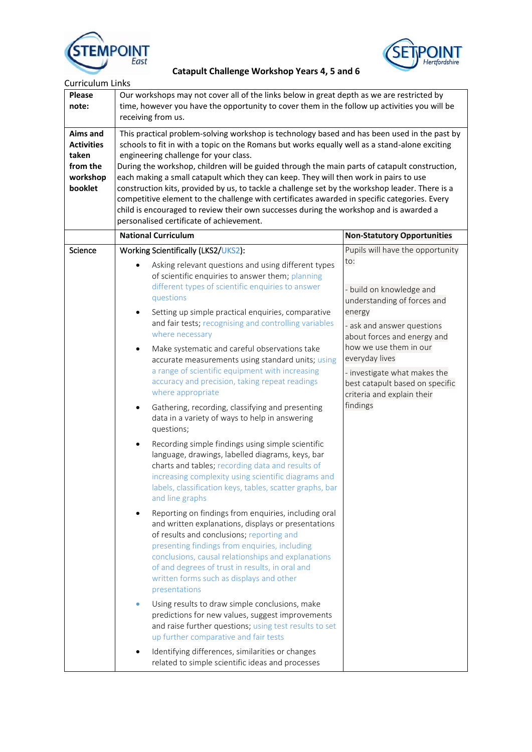# Catapult Challenge Workshop Years 4, 5 and 6

Curriculum Links

| | | |
|---|---|---|
| **Please note:** | Our workshops may not cover all of the links below in great depth as we are restricted by time, however you have the opportunity to cover them in the follow up activities you will be receiving from us. | |
| **Aims and Activities taken from the workshop booklet** | This practical problem-solving workshop is technology based and has been used in the past by schools to fit in with a topic on the Romans but works equally well as a stand-alone exciting engineering challenge for your class.<br>During the workshop, children will be guided through the main parts of catapult construction, each making a small catapult which they can keep. They will then work in pairs to use construction kits, provided by us, to tackle a challenge set by the workshop leader. There is a competitive element to the challenge with certificates awarded in specific categories. Every child is encouraged to review their own successes during the workshop and is awarded a personalised certificate of achievement. | |
| | **National Curriculum** | **Non-Statutory Opportunities** |
| Science | Working Scientifically (LKS2/UKS2):<br>• Asking relevant questions and using different types of scientific enquiries to answer them; planning different types of scientific enquiries to answer questions<br>• Setting up simple practical enquiries, comparative and fair tests; recognising and controlling variables where necessary<br>• Make systematic and careful observations take accurate measurements using standard units; using a range of scientific equipment with increasing accuracy and precision, taking repeat readings where appropriate<br>• Gathering, recording, classifying and presenting data in a variety of ways to help in answering questions;<br>• Recording simple findings using simple scientific language, drawings, labelled diagrams, keys, bar charts and tables; recording data and results of increasing complexity using scientific diagrams and labels, classification keys, tables, scatter graphs, bar and line graphs<br>• Reporting on findings from enquiries, including oral and written explanations, displays or presentations of results and conclusions; reporting and presenting findings from enquiries, including conclusions, causal relationships and explanations of and degrees of trust in results, in oral and written forms such as displays and other presentations<br>• Using results to draw simple conclusions, make predictions for new values, suggest improvements and raise further questions; using test results to set up further comparative and fair tests<br>• Identifying differences, similarities or changes related to simple scientific ideas and processes | Pupils will have the opportunity to:<br><br>- build on knowledge and understanding of forces and energy<br>- ask and answer questions about forces and energy and how we use them in our everyday lives<br>- investigate what makes the best catapult based on specific criteria and explain their findings |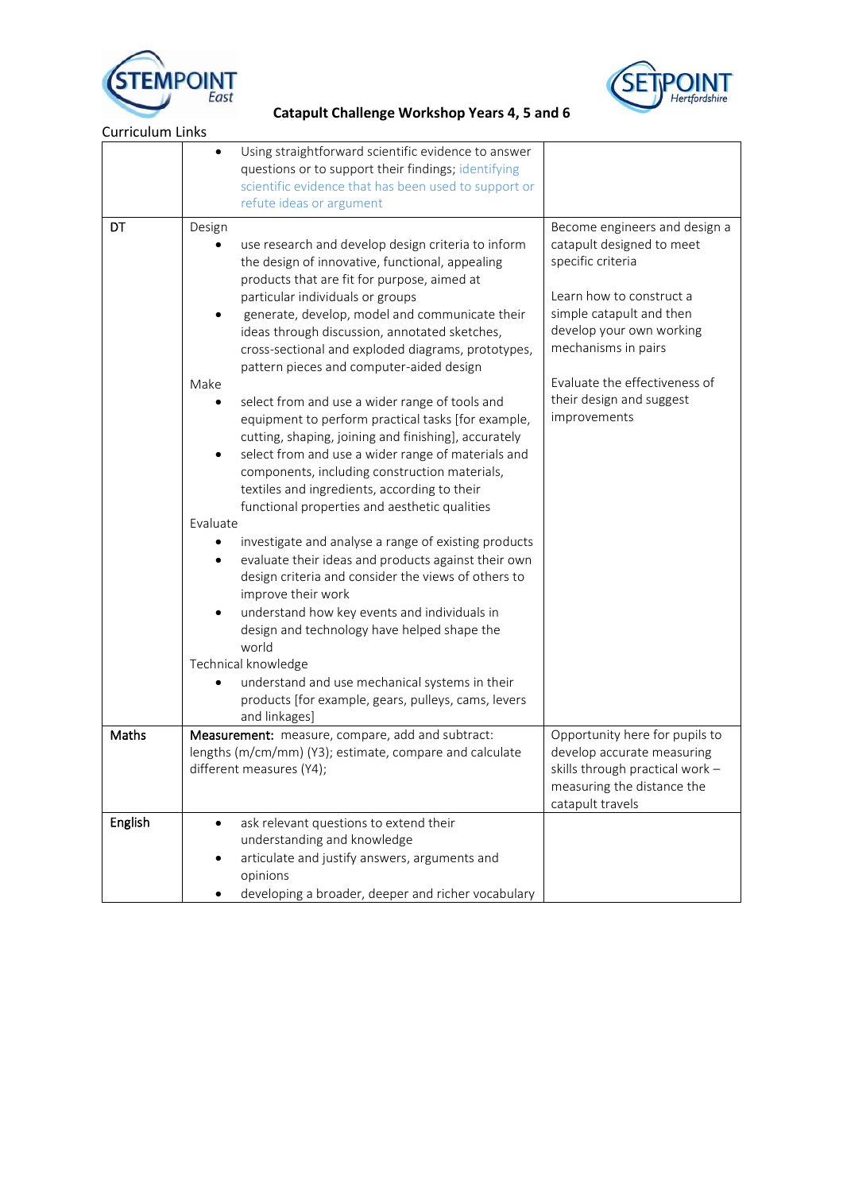**Catapult Challenge Workshop Years 4, 5 and 6**

Curriculum Links

| | | |
|---|---|---|
| | • Using straightforward scientific evidence to answer questions or to support their findings; identifying scientific evidence that has been used to support or refute ideas or argument | |
| **DT** | Design<br>• use research and develop design criteria to inform the design of innovative, functional, appealing products that are fit for purpose, aimed at particular individuals or groups<br>• generate, develop, model and communicate their ideas through discussion, annotated sketches, cross-sectional and exploded diagrams, prototypes, pattern pieces and computer-aided design<br>Make<br>• select from and use a wider range of tools and equipment to perform practical tasks [for example, cutting, shaping, joining and finishing], accurately<br>• select from and use a wider range of materials and components, including construction materials, textiles and ingredients, according to their functional properties and aesthetic qualities<br>Evaluate<br>• investigate and analyse a range of existing products<br>• evaluate their ideas and products against their own design criteria and consider the views of others to improve their work<br>• understand how key events and individuals in design and technology have helped shape the world<br>Technical knowledge<br>• understand and use mechanical systems in their products [for example, gears, pulleys, cams, levers and linkages] | Become engineers and design a catapult designed to meet specific criteria<br><br>Learn how to construct a simple catapult and then develop your own working mechanisms in pairs<br><br>Evaluate the effectiveness of their design and suggest improvements |
| **Maths** | **Measurement:** measure, compare, add and subtract: lengths (m/cm/mm) (Y3); estimate, compare and calculate different measures (Y4); | Opportunity here for pupils to develop accurate measuring skills through practical work – measuring the distance the catapult travels |
| **English** | • ask relevant questions to extend their understanding and knowledge<br>• articulate and justify answers, arguments and opinions<br>• developing a broader, deeper and richer vocabulary | |